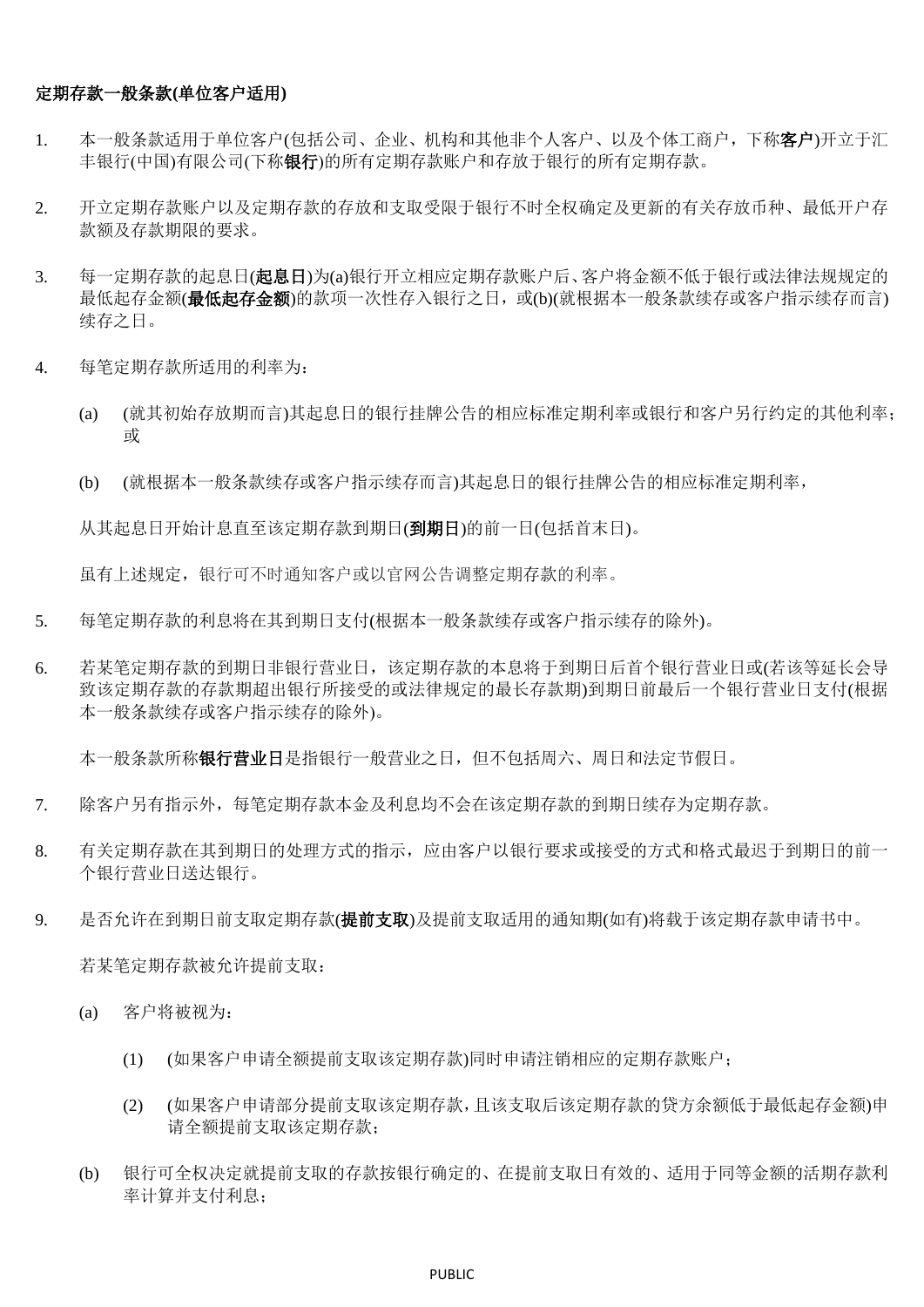**定期存款一般条款(单位客户适用)**

1. 本一般条款适用于单位客户(包括公司、企业、机构和其他非个人客户、以及个体工商户，下称**客户**)开立于汇丰银行(中国)有限公司(下称**银行**)的所有定期存款账户和存放于银行的所有定期存款。

2. 开立定期存款账户以及定期存款的存放和支取受限于银行不时全权确定及更新的有关存放币种、最低开户存款额及存款期限的要求。

3. 每一定期存款的起息日(**起息日**)为(a)银行开立相应定期存款账户后、客户将金额不低于银行或法律法规规定的最低起存金额(**最低起存金额**)的款项一次性存入银行之日，或(b)(就根据本一般条款续存或客户指示续存而言)续存之日。

4. 每笔定期存款所适用的利率为：

   (a) (就其初始存放期而言)其起息日的银行挂牌公告的相应标准定期利率或银行和客户另行约定的其他利率；或

   (b) (就根据本一般条款续存或客户指示续存而言)其起息日的银行挂牌公告的相应标准定期利率，

   从其起息日开始计息直至该定期存款到期日(**到期日**)的前一日(包括首末日)。

   虽有上述规定，银行可不时通知客户或以官网公告调整定期存款的利率。

5. 每笔定期存款的利息将在其到期日支付(根据本一般条款续存或客户指示续存的除外)。

6. 若某笔定期存款的到期日非银行营业日，该定期存款的本息将于到期日后首个银行营业日或(若该等延长会导致该定期存款的存款期超出银行所接受的或法律规定的最长存款期)到期日前最后一个银行营业日支付(根据本一般条款续存或客户指示续存的除外)。

   本一般条款所称**银行营业日**是指银行一般营业之日，但不包括周六、周日和法定节假日。

7. 除客户另有指示外，每笔定期存款本金及利息均不会在该定期存款的到期日续存为定期存款。

8. 有关定期存款在其到期日的处理方式的指示，应由客户以银行要求或接受的方式和格式最迟于到期日的前一个银行营业日送达银行。

9. 是否允许在到期日前支取定期存款(**提前支取**)及提前支取适用的通知期(如有)将载于该定期存款申请书中。

   若某笔定期存款被允许提前支取：

   (a) 客户将被视为：

      (1) (如果客户申请全额提前支取该定期存款)同时申请注销相应的定期存款账户；

      (2) (如果客户申请部分提前支取该定期存款，且该支取后该定期存款的贷方余额低于最低起存金额)申请全额提前支取该定期存款；

   (b) 银行可全权决定就提前支取的存款按银行确定的、在提前支取日有效的、适用于同等金额的活期存款利率计算并支付利息；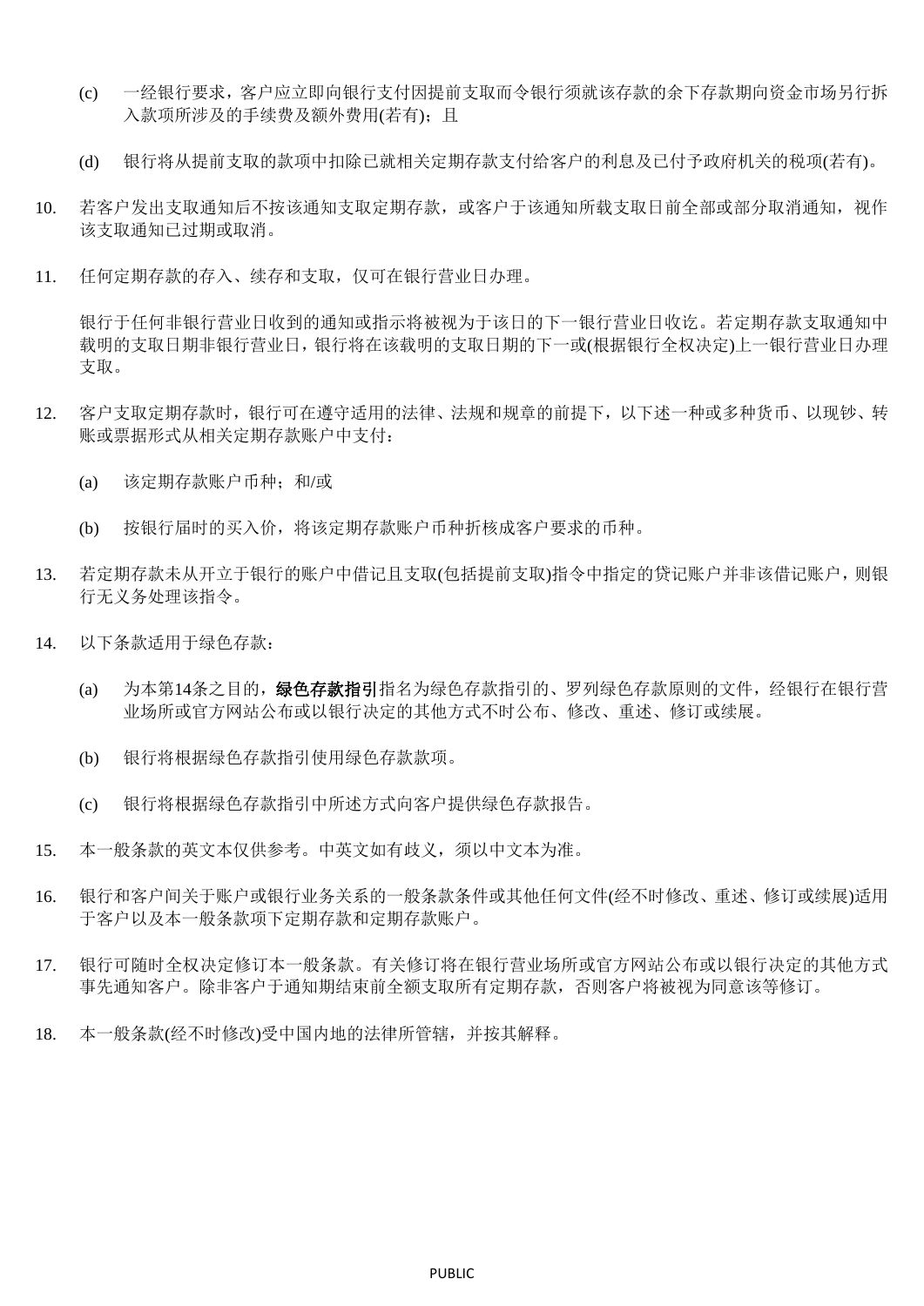(c) 一经银行要求，客户应立即向银行支付因提前支取而令银行须就该存款的余下存款期向资金市场另行拆入款项所涉及的手续费及额外费用(若有)；且

(d) 银行将从提前支取的款项中扣除已就相关定期存款支付给客户的利息及已付予政府机关的税项(若有)。

10. 若客户发出支取通知后不按该通知支取定期存款，或客户于该通知所载支取日前全部或部分取消通知，视作该支取通知已过期或取消。

11. 任何定期存款的存入、续存和支取，仅可在银行营业日办理。

    银行于任何非银行营业日收到的通知或指示将被视为于该日的下一银行营业日收讫。若定期存款支取通知中载明的支取日期非银行营业日，银行将在该载明的支取日期的下一或(根据银行全权决定)上一银行营业日办理支取。

12. 客户支取定期存款时，银行可在遵守适用的法律、法规和规章的前提下，以下述一种或多种货币、以现钞、转账或票据形式从相关定期存款账户中支付：

    (a) 该定期存款账户币种；和/或

    (b) 按银行届时的买入价，将该定期存款账户币种折核成客户要求的币种。

13. 若定期存款未从开立于银行的账户中借记且支取(包括提前支取)指令中指定的贷记账户并非该借记账户，则银行无义务处理该指令。

14. 以下条款适用于绿色存款：

    (a) 为本第14条之目的，**绿色存款指引**指名为绿色存款指引的、罗列绿色存款原则的文件，经银行在银行营业场所或官方网站公布或以银行决定的其他方式不时公布、修改、重述、修订或续展。

    (b) 银行将根据绿色存款指引使用绿色存款款项。

    (c) 银行将根据绿色存款指引中所述方式向客户提供绿色存款报告。

15. 本一般条款的英文本仅供参考。中英文如有歧义，须以中文本为准。

16. 银行和客户间关于账户或银行业务关系的一般条款条件或其他任何文件(经不时修改、重述、修订或续展)适用于客户以及本一般条款项下定期存款和定期存款账户。

17. 银行可随时全权决定修订本一般条款。有关修订将在银行营业场所或官方网站公布或以银行决定的其他方式事先通知客户。除非客户于通知期结束前全额支取所有定期存款，否则客户将被视为同意该等修订。

18. 本一般条款(经不时修改)受中国内地的法律所管辖，并按其解释。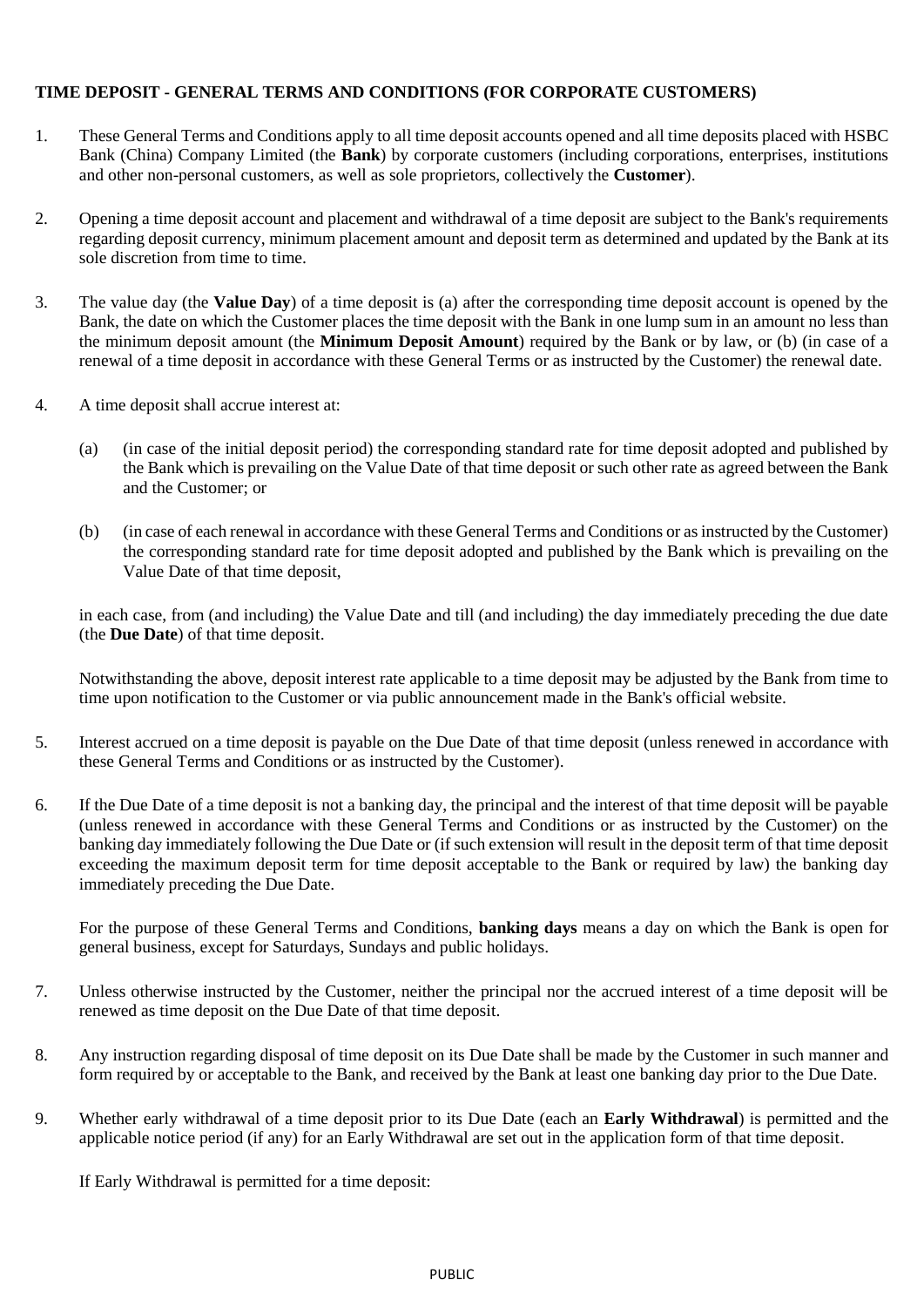**TIME DEPOSIT - GENERAL TERMS AND CONDITIONS (FOR CORPORATE CUSTOMERS)**

1. These General Terms and Conditions apply to all time deposit accounts opened and all time deposits placed with HSBC Bank (China) Company Limited (the **Bank**) by corporate customers (including corporations, enterprises, institutions and other non-personal customers, as well as sole proprietors, collectively the **Customer**).

2. Opening a time deposit account and placement and withdrawal of a time deposit are subject to the Bank's requirements regarding deposit currency, minimum placement amount and deposit term as determined and updated by the Bank at its sole discretion from time to time.

3. The value day (the **Value Day**) of a time deposit is (a) after the corresponding time deposit account is opened by the Bank, the date on which the Customer places the time deposit with the Bank in one lump sum in an amount no less than the minimum deposit amount (the **Minimum Deposit Amount**) required by the Bank or by law, or (b) (in case of a renewal of a time deposit in accordance with these General Terms or as instructed by the Customer) the renewal date.

4. A time deposit shall accrue interest at:

   (a) (in case of the initial deposit period) the corresponding standard rate for time deposit adopted and published by the Bank which is prevailing on the Value Date of that time deposit or such other rate as agreed between the Bank and the Customer; or

   (b) (in case of each renewal in accordance with these General Terms and Conditions or as instructed by the Customer) the corresponding standard rate for time deposit adopted and published by the Bank which is prevailing on the Value Date of that time deposit,

   in each case, from (and including) the Value Date and till (and including) the day immediately preceding the due date (the **Due Date**) of that time deposit.

   Notwithstanding the above, deposit interest rate applicable to a time deposit may be adjusted by the Bank from time to time upon notification to the Customer or via public announcement made in the Bank's official website.

5. Interest accrued on a time deposit is payable on the Due Date of that time deposit (unless renewed in accordance with these General Terms and Conditions or as instructed by the Customer).

6. If the Due Date of a time deposit is not a banking day, the principal and the interest of that time deposit will be payable (unless renewed in accordance with these General Terms and Conditions or as instructed by the Customer) on the banking day immediately following the Due Date or (if such extension will result in the deposit term of that time deposit exceeding the maximum deposit term for time deposit acceptable to the Bank or required by law) the banking day immediately preceding the Due Date.

   For the purpose of these General Terms and Conditions, **banking days** means a day on which the Bank is open for general business, except for Saturdays, Sundays and public holidays.

7. Unless otherwise instructed by the Customer, neither the principal nor the accrued interest of a time deposit will be renewed as time deposit on the Due Date of that time deposit.

8. Any instruction regarding disposal of time deposit on its Due Date shall be made by the Customer in such manner and form required by or acceptable to the Bank, and received by the Bank at least one banking day prior to the Due Date.

9. Whether early withdrawal of a time deposit prior to its Due Date (each an **Early Withdrawal**) is permitted and the applicable notice period (if any) for an Early Withdrawal are set out in the application form of that time deposit.

   If Early Withdrawal is permitted for a time deposit: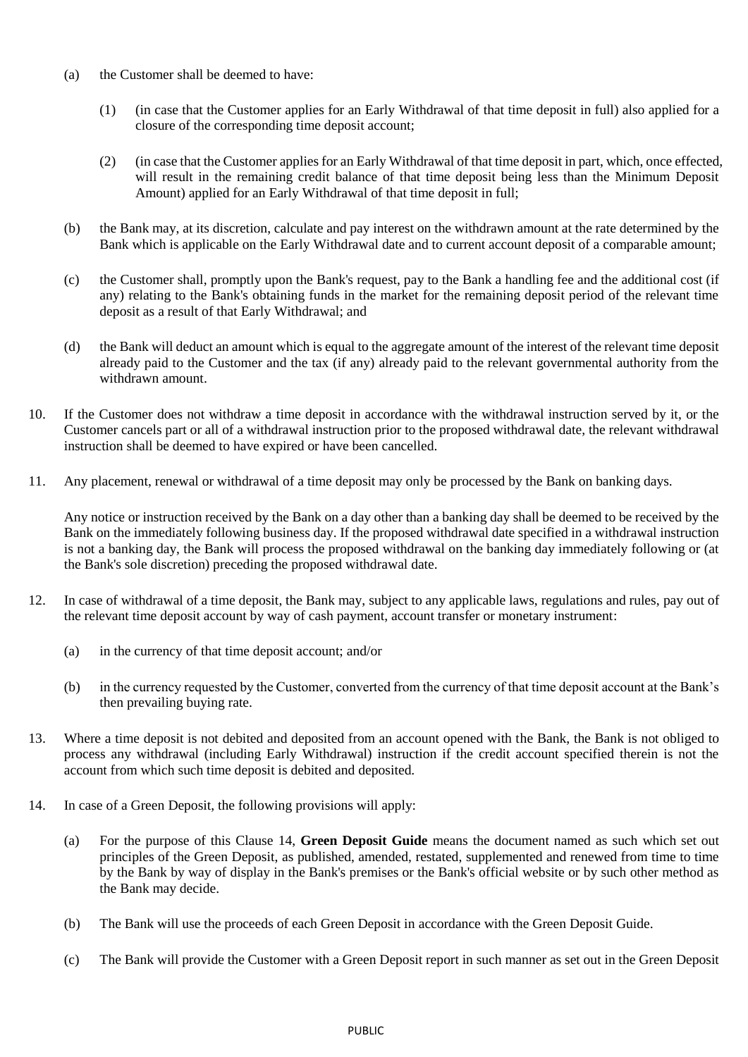(a) the Customer shall be deemed to have:

(1) (in case that the Customer applies for an Early Withdrawal of that time deposit in full) also applied for a closure of the corresponding time deposit account;

(2) (in case that the Customer applies for an Early Withdrawal of that time deposit in part, which, once effected, will result in the remaining credit balance of that time deposit being less than the Minimum Deposit Amount) applied for an Early Withdrawal of that time deposit in full;

(b) the Bank may, at its discretion, calculate and pay interest on the withdrawn amount at the rate determined by the Bank which is applicable on the Early Withdrawal date and to current account deposit of a comparable amount;

(c) the Customer shall, promptly upon the Bank's request, pay to the Bank a handling fee and the additional cost (if any) relating to the Bank's obtaining funds in the market for the remaining deposit period of the relevant time deposit as a result of that Early Withdrawal; and

(d) the Bank will deduct an amount which is equal to the aggregate amount of the interest of the relevant time deposit already paid to the Customer and the tax (if any) already paid to the relevant governmental authority from the withdrawn amount.

10. If the Customer does not withdraw a time deposit in accordance with the withdrawal instruction served by it, or the Customer cancels part or all of a withdrawal instruction prior to the proposed withdrawal date, the relevant withdrawal instruction shall be deemed to have expired or have been cancelled.

11. Any placement, renewal or withdrawal of a time deposit may only be processed by the Bank on banking days.

    Any notice or instruction received by the Bank on a day other than a banking day shall be deemed to be received by the Bank on the immediately following business day. If the proposed withdrawal date specified in a withdrawal instruction is not a banking day, the Bank will process the proposed withdrawal on the banking day immediately following or (at the Bank's sole discretion) preceding the proposed withdrawal date.

12. In case of withdrawal of a time deposit, the Bank may, subject to any applicable laws, regulations and rules, pay out of the relevant time deposit account by way of cash payment, account transfer or monetary instrument:

    (a) in the currency of that time deposit account; and/or

    (b) in the currency requested by the Customer, converted from the currency of that time deposit account at the Bank's then prevailing buying rate.

13. Where a time deposit is not debited and deposited from an account opened with the Bank, the Bank is not obliged to process any withdrawal (including Early Withdrawal) instruction if the credit account specified therein is not the account from which such time deposit is debited and deposited.

14. In case of a Green Deposit, the following provisions will apply:

    (a) For the purpose of this Clause 14, **Green Deposit Guide** means the document named as such which set out principles of the Green Deposit, as published, amended, restated, supplemented and renewed from time to time by the Bank by way of display in the Bank's premises or the Bank's official website or by such other method as the Bank may decide.

    (b) The Bank will use the proceeds of each Green Deposit in accordance with the Green Deposit Guide.

    (c) The Bank will provide the Customer with a Green Deposit report in such manner as set out in the Green Deposit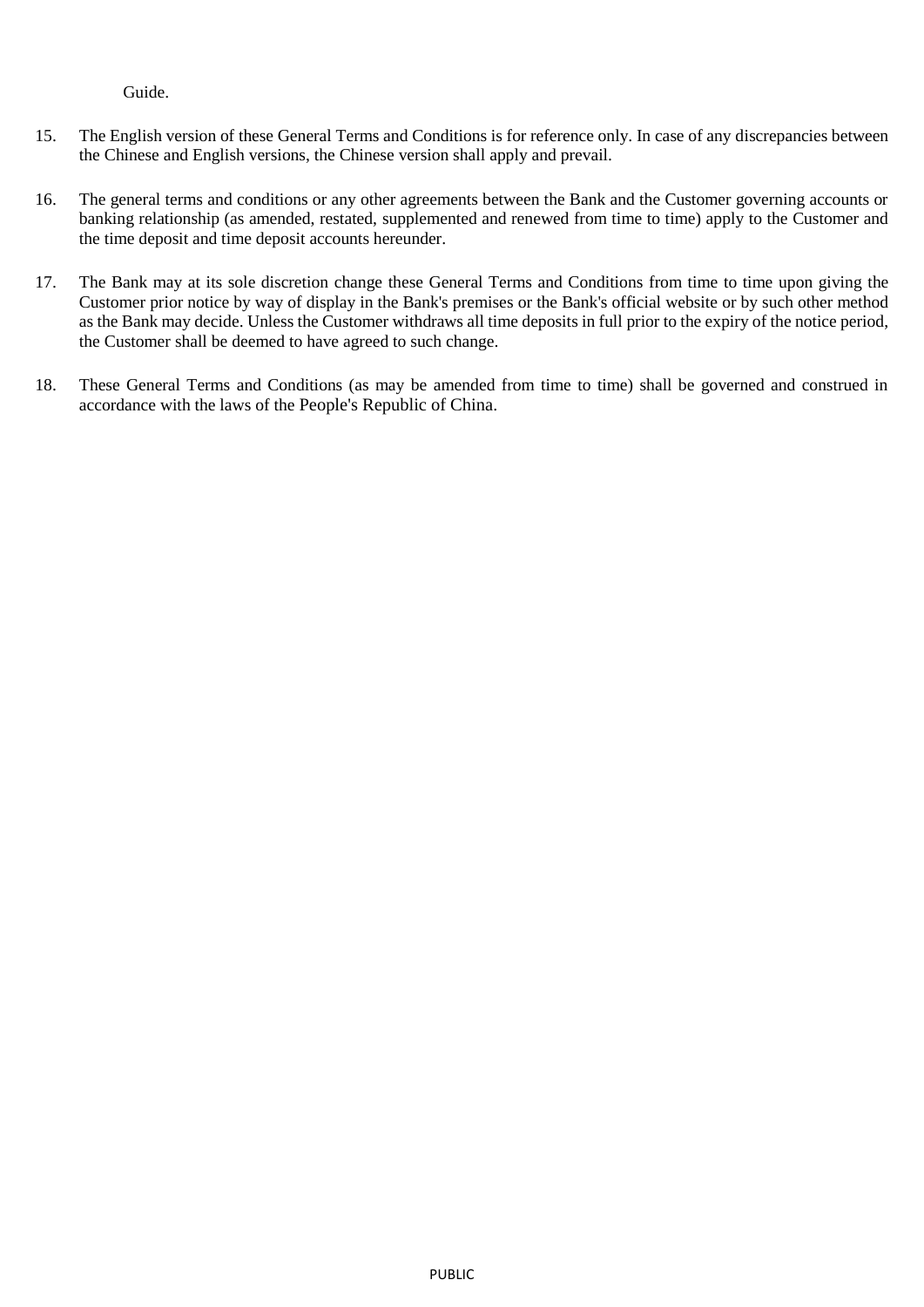Guide.

15. The English version of these General Terms and Conditions is for reference only. In case of any discrepancies between the Chinese and English versions, the Chinese version shall apply and prevail.

16. The general terms and conditions or any other agreements between the Bank and the Customer governing accounts or banking relationship (as amended, restated, supplemented and renewed from time to time) apply to the Customer and the time deposit and time deposit accounts hereunder.

17. The Bank may at its sole discretion change these General Terms and Conditions from time to time upon giving the Customer prior notice by way of display in the Bank's premises or the Bank's official website or by such other method as the Bank may decide. Unless the Customer withdraws all time deposits in full prior to the expiry of the notice period, the Customer shall be deemed to have agreed to such change.

18. These General Terms and Conditions (as may be amended from time to time) shall be governed and construed in accordance with the laws of the People's Republic of China.